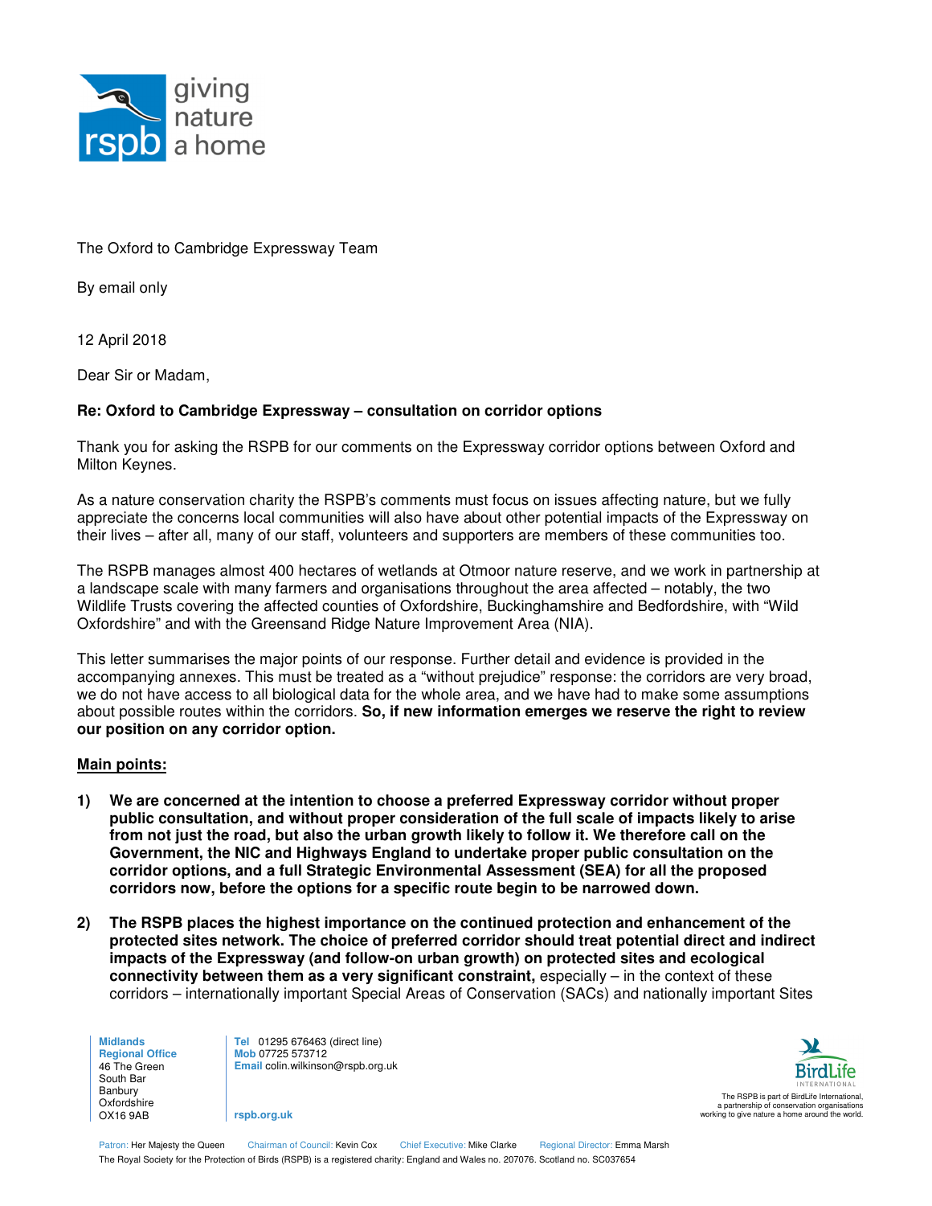The Oxford to Cambridge Expressway Team

By email only

12 April 2018

Dear Sir or Madam,

**Re: Oxford to Cambridge Expressway – consultation on corridor options**

Thank you for asking the RSPB for our comments on the Expressway corridor options between Oxford and Milton Keynes.

As a nature conservation charity the RSPB's comments must focus on issues affecting nature, but we fully appreciate the concerns local communities will also have about other potential impacts of the Expressway on their lives – after all, many of our staff, volunteers and supporters are members of these communities too.

The RSPB manages almost 400 hectares of wetlands at Otmoor nature reserve, and we work in partnership at a landscape scale with many farmers and organisations throughout the area affected – notably, the two Wildlife Trusts covering the affected counties of Oxfordshire, Buckinghamshire and Bedfordshire, with "Wild Oxfordshire" and with the Greensand Ridge Nature Improvement Area (NIA).

This letter summarises the major points of our response. Further detail and evidence is provided in the accompanying annexes. This must be treated as a "without prejudice" response: the corridors are very broad, we do not have access to all biological data for the whole area, and we have had to make some assumptions about possible routes within the corridors. **So, if new information emerges we reserve the right to review our position on any corridor option.**

**<u>Main points:</u>**

1) **We are concerned at the intention to choose a preferred Expressway corridor without proper public consultation, and without proper consideration of the full scale of impacts likely to arise from not just the road, but also the urban growth likely to follow it. We therefore call on the Government, the NIC and Highways England to undertake proper public consultation on the corridor options, and a full Strategic Environmental Assessment (SEA) for all the proposed corridors now, before the options for a specific route begin to be narrowed down.**

2) **The RSPB places the highest importance on the continued protection and enhancement of the protected sites network. The choice of preferred corridor should treat potential direct and indirect impacts of the Expressway (and follow-on urban growth) on protected sites and ecological connectivity between them as a very significant constraint,** especially – in the context of these corridors – internationally important Special Areas of Conservation (SACs) and nationally important Sites

**Midlands Regional Office**
46 The Green
South Bar
Banbury
Oxfordshire
OX16 9AB

**Tel** 01295 676463 (direct line)
**Mob** 07725 573712
**Email** colin.wilkinson@rspb.org.uk

rspb.org.uk

The RSPB is part of BirdLife International, a partnership of conservation organisations working to give nature a home around the world.

Patron: Her Majesty the Queen Chairman of Council: Kevin Cox Chief Executive: Mike Clarke Regional Director: Emma Marsh
The Royal Society for the Protection of Birds (RSPB) is a registered charity: England and Wales no. 207076. Scotland no. SC037654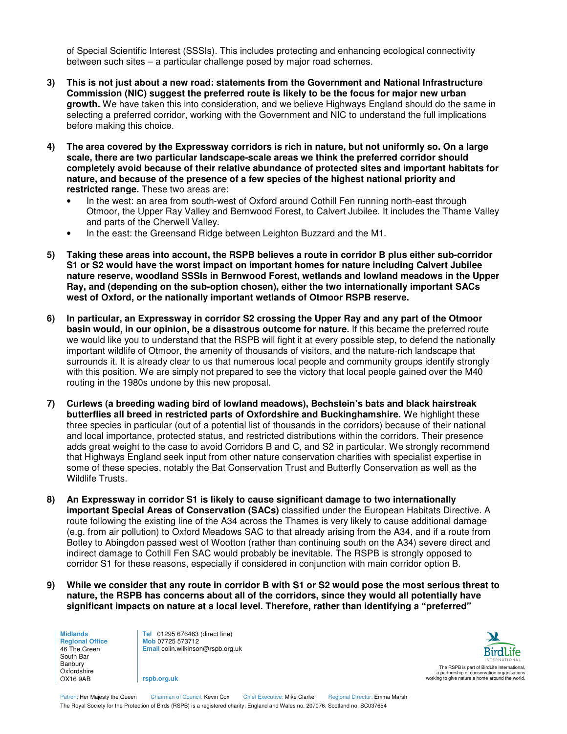of Special Scientific Interest (SSSIs). This includes protecting and enhancing ecological connectivity between such sites – a particular challenge posed by major road schemes.

3) **This is not just about a new road: statements from the Government and National Infrastructure Commission (NIC) suggest the preferred route is likely to be the focus for major new urban growth.** We have taken this into consideration, and we believe Highways England should do the same in selecting a preferred corridor, working with the Government and NIC to understand the full implications before making this choice.

4) **The area covered by the Expressway corridors is rich in nature, but not uniformly so. On a large scale, there are two particular landscape-scale areas we think the preferred corridor should completely avoid because of their relative abundance of protected sites and important habitats for nature, and because of the presence of a few species of the highest national priority and restricted range.** These two areas are:
   - In the west: an area from south-west of Oxford around Cothill Fen running north-east through Otmoor, the Upper Ray Valley and Bernwood Forest, to Calvert Jubilee. It includes the Thame Valley and parts of the Cherwell Valley.
   - In the east: the Greensand Ridge between Leighton Buzzard and the M1.

5) **Taking these areas into account, the RSPB believes a route in corridor B plus either sub-corridor S1 or S2 would have the worst impact on important homes for nature including Calvert Jubilee nature reserve, woodland SSSIs in Bernwood Forest, wetlands and lowland meadows in the Upper Ray, and (depending on the sub-option chosen), either the two internationally important SACs west of Oxford, or the nationally important wetlands of Otmoor RSPB reserve.**

6) **In particular, an Expressway in corridor S2 crossing the Upper Ray and any part of the Otmoor basin would, in our opinion, be a disastrous outcome for nature.** If this became the preferred route we would like you to understand that the RSPB will fight it at every possible step, to defend the nationally important wildlife of Otmoor, the amenity of thousands of visitors, and the nature-rich landscape that surrounds it. It is already clear to us that numerous local people and community groups identify strongly with this position. We are simply not prepared to see the victory that local people gained over the M40 routing in the 1980s undone by this new proposal.

7) **Curlews (a breeding wading bird of lowland meadows), Bechstein's bats and black hairstreak butterflies all breed in restricted parts of Oxfordshire and Buckinghamshire.** We highlight these three species in particular (out of a potential list of thousands in the corridors) because of their national and local importance, protected status, and restricted distributions within the corridors. Their presence adds great weight to the case to avoid Corridors B and C, and S2 in particular. We strongly recommend that Highways England seek input from other nature conservation charities with specialist expertise in some of these species, notably the Bat Conservation Trust and Butterfly Conservation as well as the Wildlife Trusts.

8) **An Expressway in corridor S1 is likely to cause significant damage to two internationally important Special Areas of Conservation (SACs)** classified under the European Habitats Directive. A route following the existing line of the A34 across the Thames is very likely to cause additional damage (e.g. from air pollution) to Oxford Meadows SAC to that already arising from the A34, and if a route from Botley to Abingdon passed west of Wootton (rather than continuing south on the A34) severe direct and indirect damage to Cothill Fen SAC would probably be inevitable. The RSPB is strongly opposed to corridor S1 for these reasons, especially if considered in conjunction with main corridor option B.

9) **While we consider that any route in corridor B with S1 or S2 would pose the most serious threat to nature, the RSPB has concerns about all of the corridors, since they would all potentially have significant impacts on nature at a local level. Therefore, rather than identifying a "preferred"**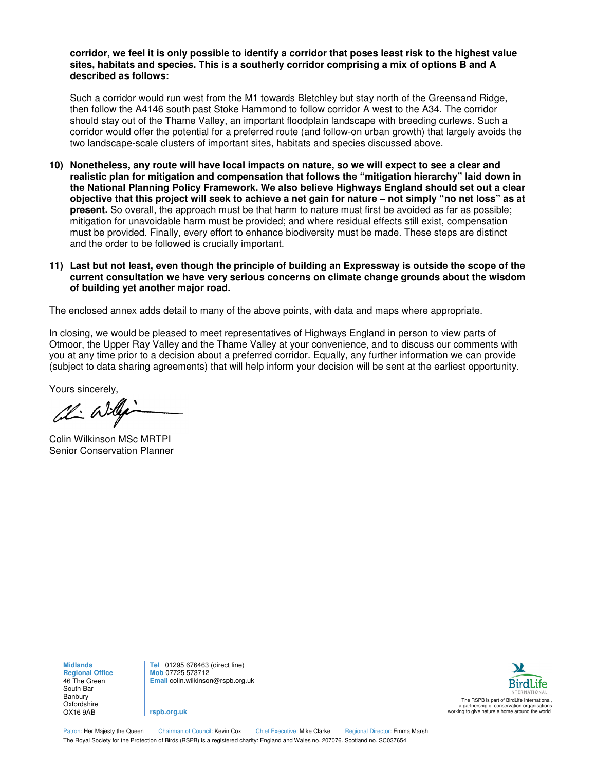**corridor, we feel it is only possible to identify a corridor that poses least risk to the highest value sites, habitats and species. This is a southerly corridor comprising a mix of options B and A described as follows:**

Such a corridor would run west from the M1 towards Bletchley but stay north of the Greensand Ridge, then follow the A4146 south past Stoke Hammond to follow corridor A west to the A34. The corridor should stay out of the Thame Valley, an important floodplain landscape with breeding curlews. Such a corridor would offer the potential for a preferred route (and follow-on urban growth) that largely avoids the two landscape-scale clusters of important sites, habitats and species discussed above.

10) **Nonetheless, any route will have local impacts on nature, so we will expect to see a clear and realistic plan for mitigation and compensation that follows the "mitigation hierarchy" laid down in the National Planning Policy Framework. We also believe Highways England should set out a clear objective that this project will seek to achieve a net gain for nature – not simply "no net loss" as at present.** So overall, the approach must be that harm to nature must first be avoided as far as possible; mitigation for unavoidable harm must be provided; and where residual effects still exist, compensation must be provided. Finally, every effort to enhance biodiversity must be made. These steps are distinct and the order to be followed is crucially important.

11) **Last but not least, even though the principle of building an Expressway is outside the scope of the current consultation we have very serious concerns on climate change grounds about the wisdom of building yet another major road.**

The enclosed annex adds detail to many of the above points, with data and maps where appropriate.

In closing, we would be pleased to meet representatives of Highways England in person to view parts of Otmoor, the Upper Ray Valley and the Thame Valley at your convenience, and to discuss our comments with you at any time prior to a decision about a preferred corridor. Equally, any further information we can provide (subject to data sharing agreements) that will help inform your decision will be sent at the earliest opportunity.

Yours sincerely,

Colin Wilkinson MSc MRTPI
Senior Conservation Planner

**Midlands Regional Office**
46 The Green
South Bar
Banbury
Oxfordshire
OX16 9AB

**Tel** 01295 676463 (direct line)
**Mob** 07725 573712
**Email** colin.wilkinson@rspb.org.uk

**rspb.org.uk**

BirdLife INTERNATIONAL

The RSPB is part of BirdLife International, a partnership of conservation organisations working to give nature a home around the world.

Patron: Her Majesty the Queen   Chairman of Council: Kevin Cox   Chief Executive: Mike Clarke   Regional Director: Emma Marsh

The Royal Society for the Protection of Birds (RSPB) is a registered charity: England and Wales no. 207076. Scotland no. SC037654